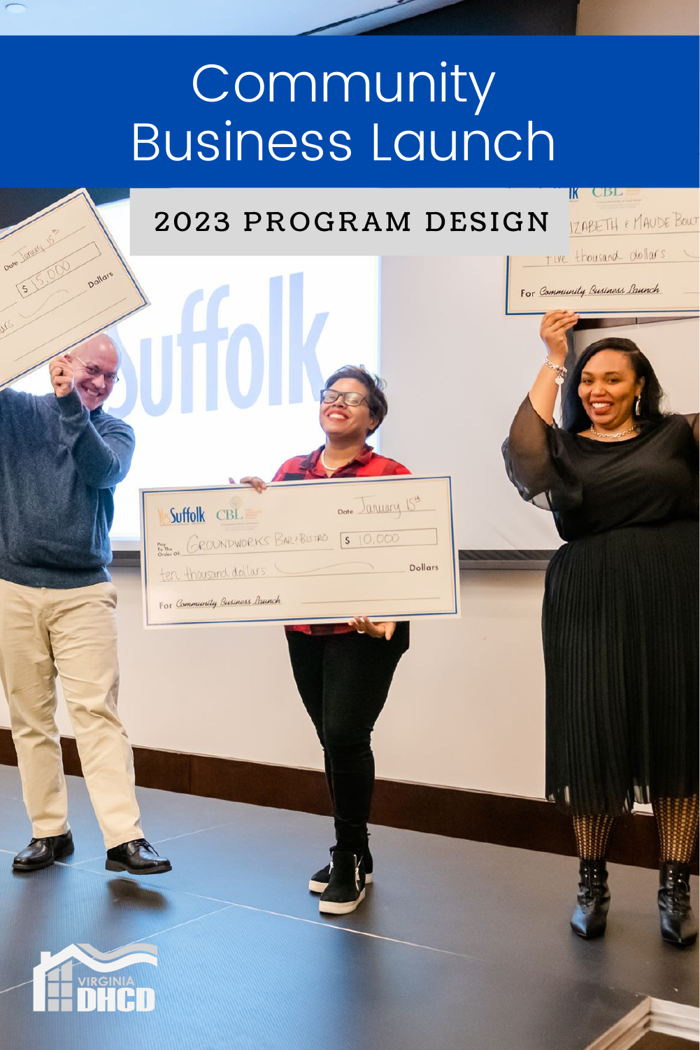# Community Business Launch

## 2023 PROGRAM DESIGN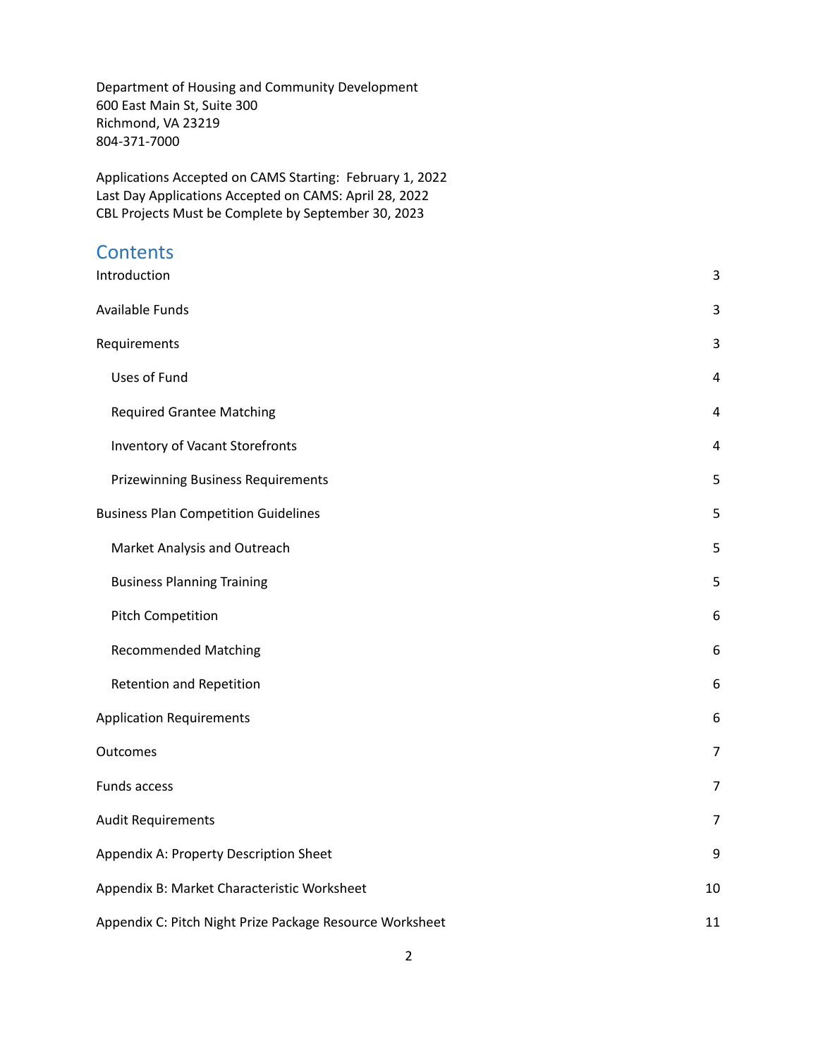Department of Housing and Community Development
600 East Main St, Suite 300
Richmond, VA 23219
804-371-7000

Applications Accepted on CAMS Starting: February 1, 2022
Last Day Applications Accepted on CAMS: April 28, 2022
CBL Projects Must be Complete by September 30, 2023

## Contents

| | |
|---|---|
| Introduction | 3 |
| Available Funds | 3 |
| Requirements | 3 |
| Uses of Fund | 4 |
| Required Grantee Matching | 4 |
| Inventory of Vacant Storefronts | 4 |
| Prizewinning Business Requirements | 5 |
| Business Plan Competition Guidelines | 5 |
| Market Analysis and Outreach | 5 |
| Business Planning Training | 5 |
| Pitch Competition | 6 |
| Recommended Matching | 6 |
| Retention and Repetition | 6 |
| Application Requirements | 6 |
| Outcomes | 7 |
| Funds access | 7 |
| Audit Requirements | 7 |
| Appendix A: Property Description Sheet | 9 |
| Appendix B: Market Characteristic Worksheet | 10 |
| Appendix C: Pitch Night Prize Package Resource Worksheet | 11 |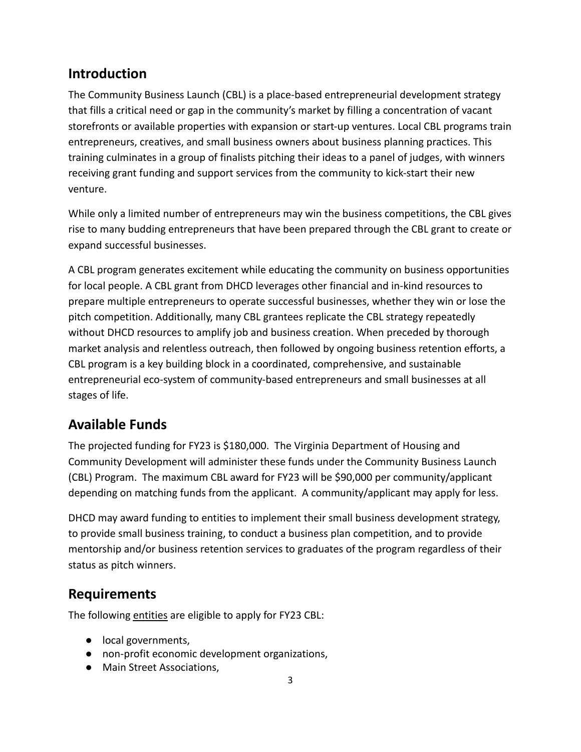## Introduction

The Community Business Launch (CBL) is a place-based entrepreneurial development strategy that fills a critical need or gap in the community's market by filling a concentration of vacant storefronts or available properties with expansion or start-up ventures. Local CBL programs train entrepreneurs, creatives, and small business owners about business planning practices. This training culminates in a group of finalists pitching their ideas to a panel of judges, with winners receiving grant funding and support services from the community to kick-start their new venture.

While only a limited number of entrepreneurs may win the business competitions, the CBL gives rise to many budding entrepreneurs that have been prepared through the CBL grant to create or expand successful businesses.

A CBL program generates excitement while educating the community on business opportunities for local people. A CBL grant from DHCD leverages other financial and in-kind resources to prepare multiple entrepreneurs to operate successful businesses, whether they win or lose the pitch competition. Additionally, many CBL grantees replicate the CBL strategy repeatedly without DHCD resources to amplify job and business creation. When preceded by thorough market analysis and relentless outreach, then followed by ongoing business retention efforts, a CBL program is a key building block in a coordinated, comprehensive, and sustainable entrepreneurial eco-system of community-based entrepreneurs and small businesses at all stages of life.

## Available Funds

The projected funding for FY23 is $180,000. The Virginia Department of Housing and Community Development will administer these funds under the Community Business Launch (CBL) Program. The maximum CBL award for FY23 will be $90,000 per community/applicant depending on matching funds from the applicant. A community/applicant may apply for less.

DHCD may award funding to entities to implement their small business development strategy, to provide small business training, to conduct a business plan competition, and to provide mentorship and/or business retention services to graduates of the program regardless of their status as pitch winners.

## Requirements

The following entities are eligible to apply for FY23 CBL:

- local governments,
- non-profit economic development organizations,
- Main Street Associations,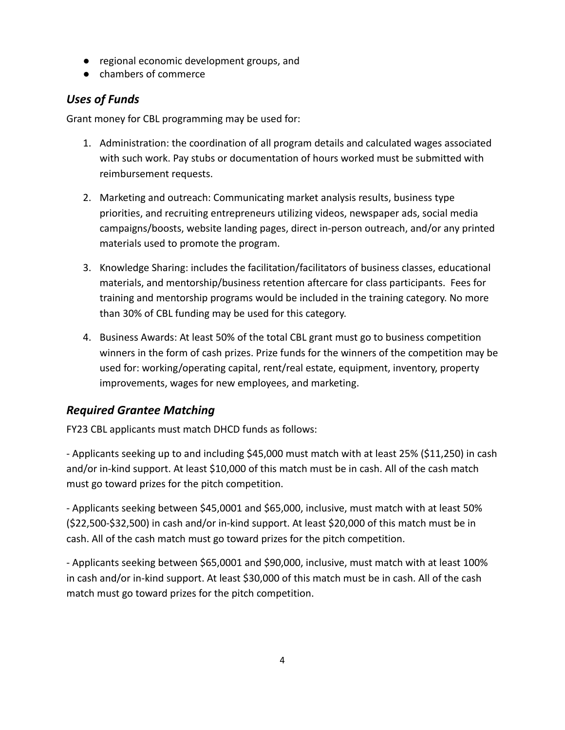- regional economic development groups, and
- chambers of commerce

### *Uses of Funds*

Grant money for CBL programming may be used for:

1. Administration: the coordination of all program details and calculated wages associated with such work. Pay stubs or documentation of hours worked must be submitted with reimbursement requests.

2. Marketing and outreach: Communicating market analysis results, business type priorities, and recruiting entrepreneurs utilizing videos, newspaper ads, social media campaigns/boosts, website landing pages, direct in-person outreach, and/or any printed materials used to promote the program.

3. Knowledge Sharing: includes the facilitation/facilitators of business classes, educational materials, and mentorship/business retention aftercare for class participants. Fees for training and mentorship programs would be included in the training category. No more than 30% of CBL funding may be used for this category.

4. Business Awards: At least 50% of the total CBL grant must go to business competition winners in the form of cash prizes. Prize funds for the winners of the competition may be used for: working/operating capital, rent/real estate, equipment, inventory, property improvements, wages for new employees, and marketing.

### *Required Grantee Matching*

FY23 CBL applicants must match DHCD funds as follows:

- Applicants seeking up to and including $45,000 must match with at least 25% ($11,250) in cash and/or in-kind support. At least $10,000 of this match must be in cash. All of the cash match must go toward prizes for the pitch competition.

- Applicants seeking between $45,0001 and $65,000, inclusive, must match with at least 50% ($22,500-$32,500) in cash and/or in-kind support. At least $20,000 of this match must be in cash. All of the cash match must go toward prizes for the pitch competition.

- Applicants seeking between $65,0001 and $90,000, inclusive, must match with at least 100% in cash and/or in-kind support. At least $30,000 of this match must be in cash. All of the cash match must go toward prizes for the pitch competition.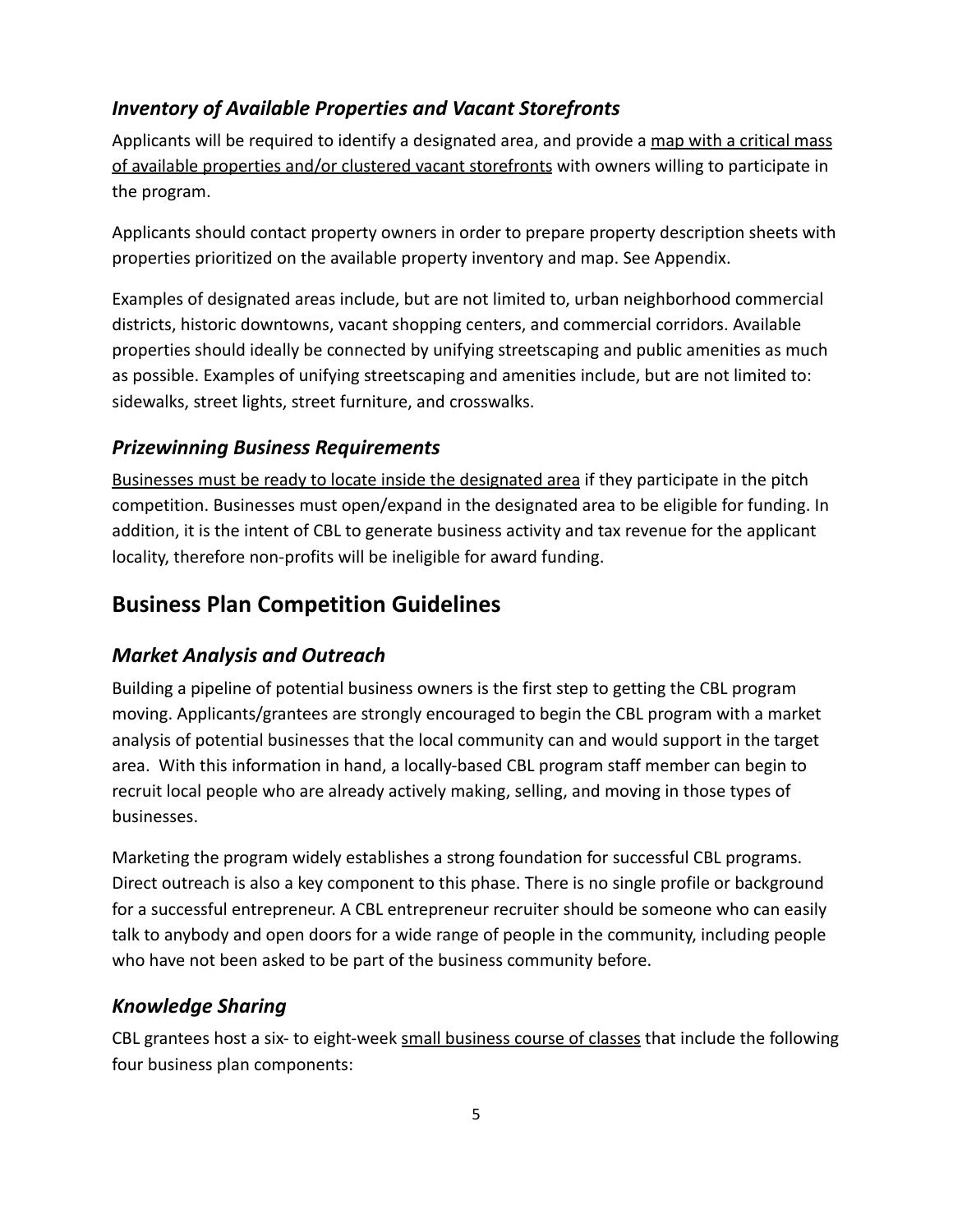### *Inventory of Available Properties and Vacant Storefronts*

Applicants will be required to identify a designated area, and provide a <u>map with a critical mass of available properties and/or clustered vacant storefronts</u> with owners willing to participate in the program.

Applicants should contact property owners in order to prepare property description sheets with properties prioritized on the available property inventory and map. See Appendix.

Examples of designated areas include, but are not limited to, urban neighborhood commercial districts, historic downtowns, vacant shopping centers, and commercial corridors. Available properties should ideally be connected by unifying streetscaping and public amenities as much as possible. Examples of unifying streetscaping and amenities include, but are not limited to: sidewalks, street lights, street furniture, and crosswalks.

### *Prizewinning Business Requirements*

<u>Businesses must be ready to locate inside the designated area</u> if they participate in the pitch competition. Businesses must open/expand in the designated area to be eligible for funding. In addition, it is the intent of CBL to generate business activity and tax revenue for the applicant locality, therefore non-profits will be ineligible for award funding.

## Business Plan Competition Guidelines

### *Market Analysis and Outreach*

Building a pipeline of potential business owners is the first step to getting the CBL program moving. Applicants/grantees are strongly encouraged to begin the CBL program with a market analysis of potential businesses that the local community can and would support in the target area. With this information in hand, a locally-based CBL program staff member can begin to recruit local people who are already actively making, selling, and moving in those types of businesses.

Marketing the program widely establishes a strong foundation for successful CBL programs. Direct outreach is also a key component to this phase. There is no single profile or background for a successful entrepreneur. A CBL entrepreneur recruiter should be someone who can easily talk to anybody and open doors for a wide range of people in the community, including people who have not been asked to be part of the business community before.

### *Knowledge Sharing*

CBL grantees host a six- to eight-week <u>small business course of classes</u> that include the following four business plan components: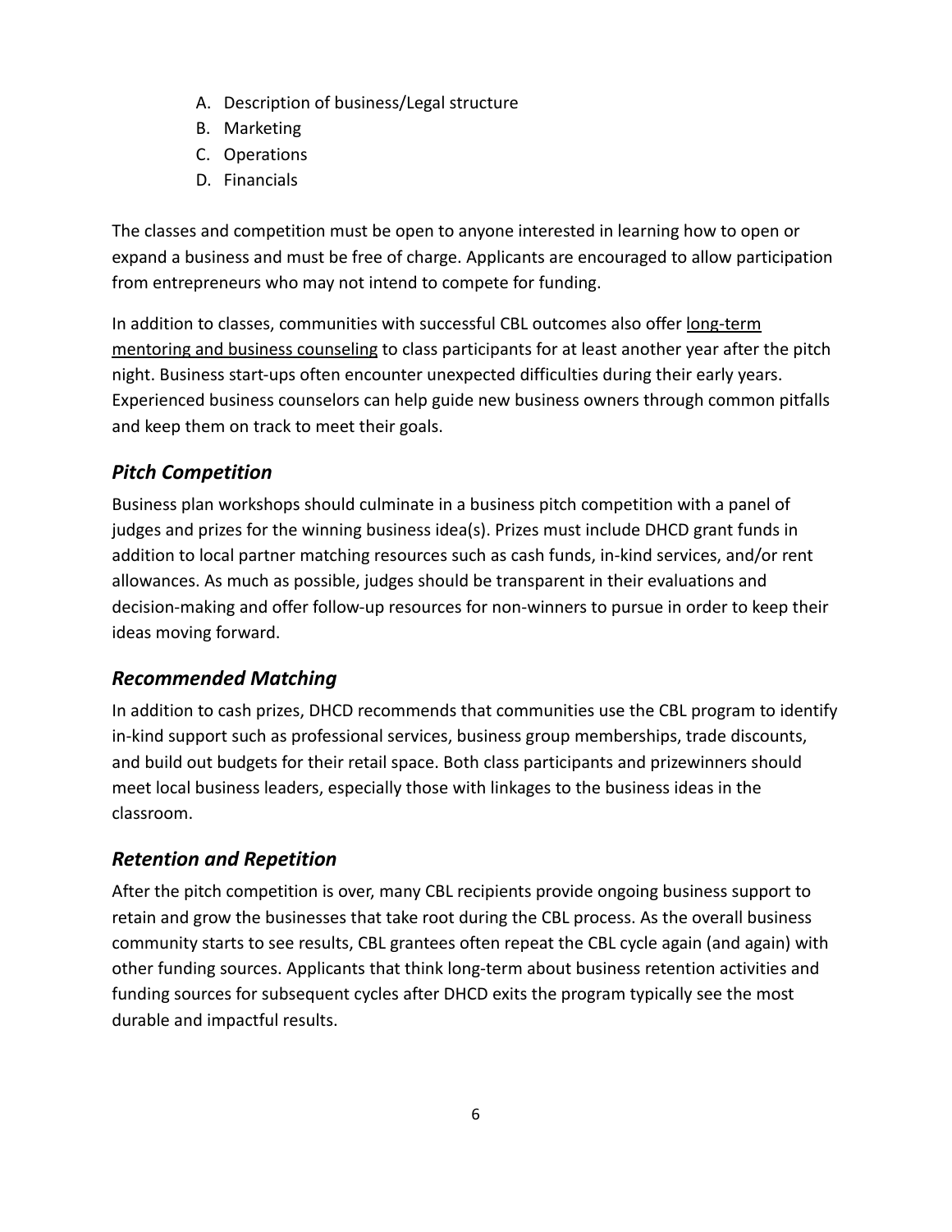A. Description of business/Legal structure
B. Marketing
C. Operations
D. Financials

The classes and competition must be open to anyone interested in learning how to open or expand a business and must be free of charge. Applicants are encouraged to allow participation from entrepreneurs who may not intend to compete for funding.

In addition to classes, communities with successful CBL outcomes also offer long-term mentoring and business counseling to class participants for at least another year after the pitch night. Business start-ups often encounter unexpected difficulties during their early years. Experienced business counselors can help guide new business owners through common pitfalls and keep them on track to meet their goals.

## *Pitch Competition*

Business plan workshops should culminate in a business pitch competition with a panel of judges and prizes for the winning business idea(s). Prizes must include DHCD grant funds in addition to local partner matching resources such as cash funds, in-kind services, and/or rent allowances. As much as possible, judges should be transparent in their evaluations and decision-making and offer follow-up resources for non-winners to pursue in order to keep their ideas moving forward.

## *Recommended Matching*

In addition to cash prizes, DHCD recommends that communities use the CBL program to identify in-kind support such as professional services, business group memberships, trade discounts, and build out budgets for their retail space. Both class participants and prizewinners should meet local business leaders, especially those with linkages to the business ideas in the classroom.

## *Retention and Repetition*

After the pitch competition is over, many CBL recipients provide ongoing business support to retain and grow the businesses that take root during the CBL process. As the overall business community starts to see results, CBL grantees often repeat the CBL cycle again (and again) with other funding sources. Applicants that think long-term about business retention activities and funding sources for subsequent cycles after DHCD exits the program typically see the most durable and impactful results.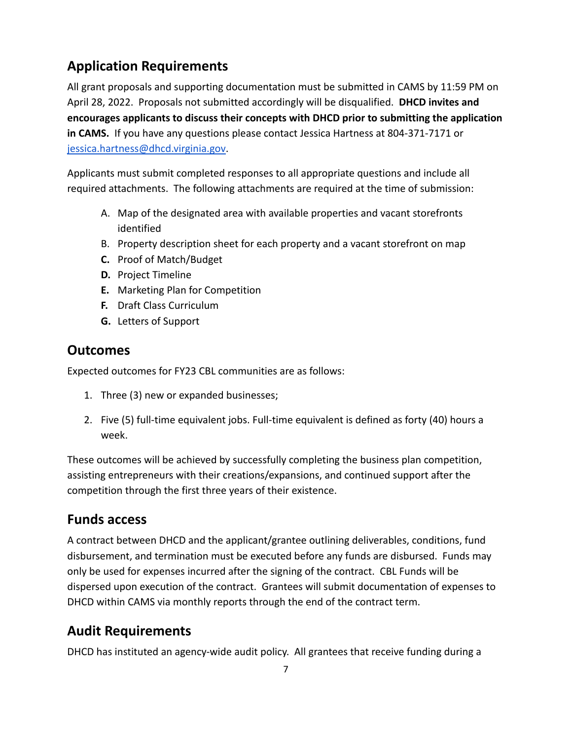## Application Requirements

All grant proposals and supporting documentation must be submitted in CAMS by 11:59 PM on April 28, 2022. Proposals not submitted accordingly will be disqualified. **DHCD invites and encourages applicants to discuss their concepts with DHCD prior to submitting the application in CAMS.** If you have any questions please contact Jessica Hartness at 804-371-7171 or [jessica.hartness@dhcd.virginia.gov](mailto:jessica.hartness@dhcd.virginia.gov).

Applicants must submit completed responses to all appropriate questions and include all required attachments. The following attachments are required at the time of submission:

A. Map of the designated area with available properties and vacant storefronts identified
B. Property description sheet for each property and a vacant storefront on map
**C.** Proof of Match/Budget
**D.** Project Timeline
**E.** Marketing Plan for Competition
**F.** Draft Class Curriculum
**G.** Letters of Support

## Outcomes

Expected outcomes for FY23 CBL communities are as follows:

1. Three (3) new or expanded businesses;
2. Five (5) full-time equivalent jobs. Full-time equivalent is defined as forty (40) hours a week.

These outcomes will be achieved by successfully completing the business plan competition, assisting entrepreneurs with their creations/expansions, and continued support after the competition through the first three years of their existence.

## Funds access

A contract between DHCD and the applicant/grantee outlining deliverables, conditions, fund disbursement, and termination must be executed before any funds are disbursed. Funds may only be used for expenses incurred after the signing of the contract. CBL Funds will be dispersed upon execution of the contract. Grantees will submit documentation of expenses to DHCD within CAMS via monthly reports through the end of the contract term.

## Audit Requirements

DHCD has instituted an agency-wide audit policy. All grantees that receive funding during a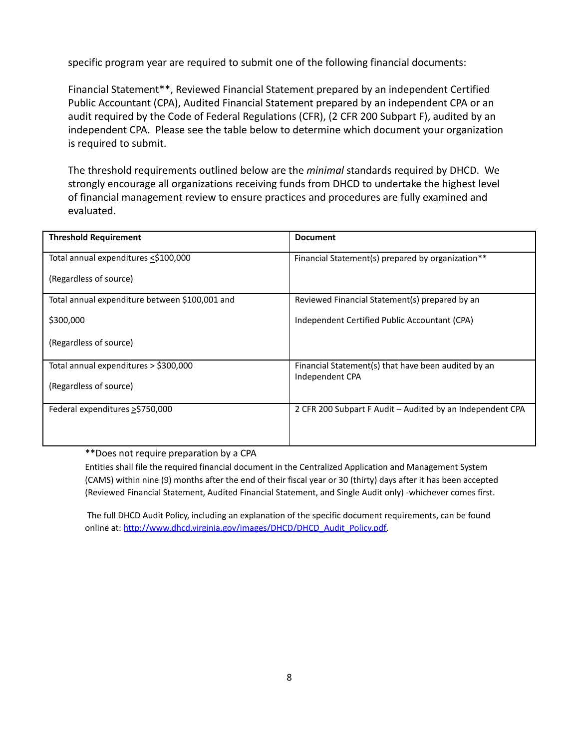specific program year are required to submit one of the following financial documents:

Financial Statement**, Reviewed Financial Statement prepared by an independent Certified Public Accountant (CPA), Audited Financial Statement prepared by an independent CPA or an audit required by the Code of Federal Regulations (CFR), (2 CFR 200 Subpart F), audited by an independent CPA. Please see the table below to determine which document your organization is required to submit.

The threshold requirements outlined below are the *minimal* standards required by DHCD. We strongly encourage all organizations receiving funds from DHCD to undertake the highest level of financial management review to ensure practices and procedures are fully examined and evaluated.

| Threshold Requirement | Document |
|---|---|
| Total annual expenditures ≤$100,000<br><br>(Regardless of source) | Financial Statement(s) prepared by organization** |
| Total annual expenditure between $100,001 and<br><br>$300,000<br><br>(Regardless of source) | Reviewed Financial Statement(s) prepared by an<br><br>Independent Certified Public Accountant (CPA) |
| Total annual expenditures > $300,000<br><br>(Regardless of source) | Financial Statement(s) that have been audited by an Independent CPA |
| Federal expenditures ≥$750,000 | 2 CFR 200 Subpart F Audit – Audited by an Independent CPA |

**Does not require preparation by a CPA

Entities shall file the required financial document in the Centralized Application and Management System (CAMS) within nine (9) months after the end of their fiscal year or 30 (thirty) days after it has been accepted (Reviewed Financial Statement, Audited Financial Statement, and Single Audit only) -whichever comes first.

The full DHCD Audit Policy, including an explanation of the specific document requirements, can be found online at: [http://www.dhcd.virginia.gov/images/DHCD/DHCD_Audit_Policy.pdf](http://www.dhcd.virginia.gov/images/DHCD/DHCD_Audit_Policy.pdf).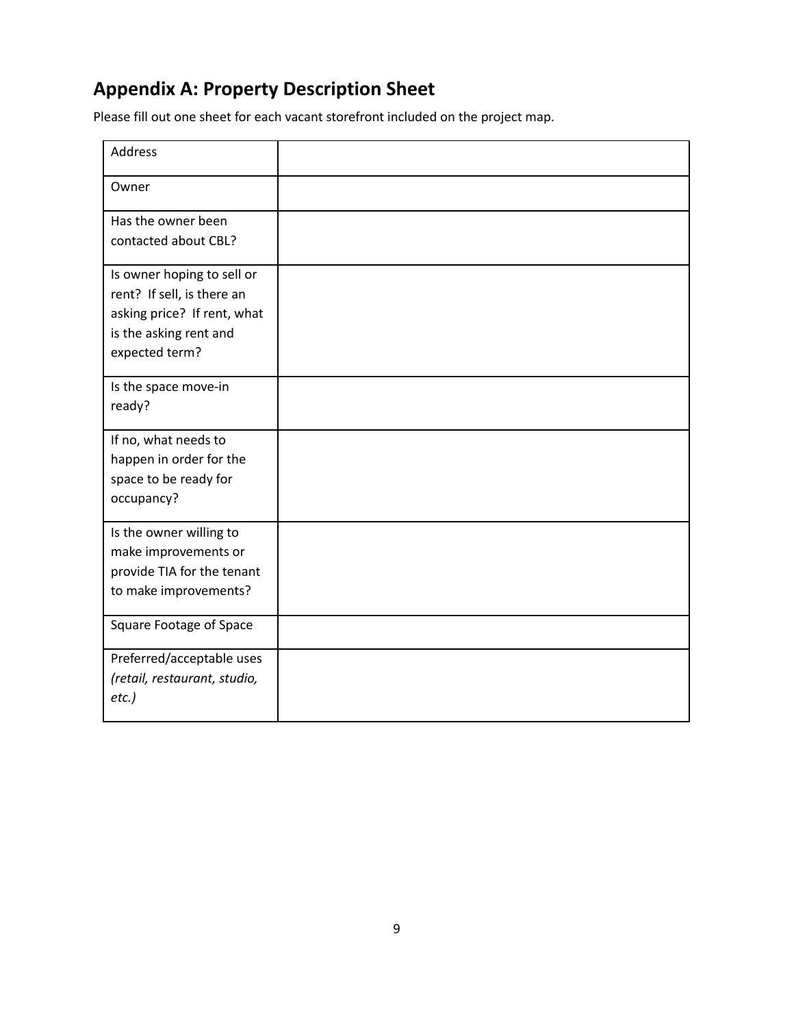## Appendix A: Property Description Sheet

Please fill out one sheet for each vacant storefront included on the project map.

| | |
|---|---|
| Address | |
| Owner | |
| Has the owner been contacted about CBL? | |
| Is owner hoping to sell or rent? If sell, is there an asking price? If rent, what is the asking rent and expected term? | |
| Is the space move-in ready? | |
| If no, what needs to happen in order for the space to be ready for occupancy? | |
| Is the owner willing to make improvements or provide TIA for the tenant to make improvements? | |
| Square Footage of Space | |
| Preferred/acceptable uses *(retail, restaurant, studio, etc.)* | |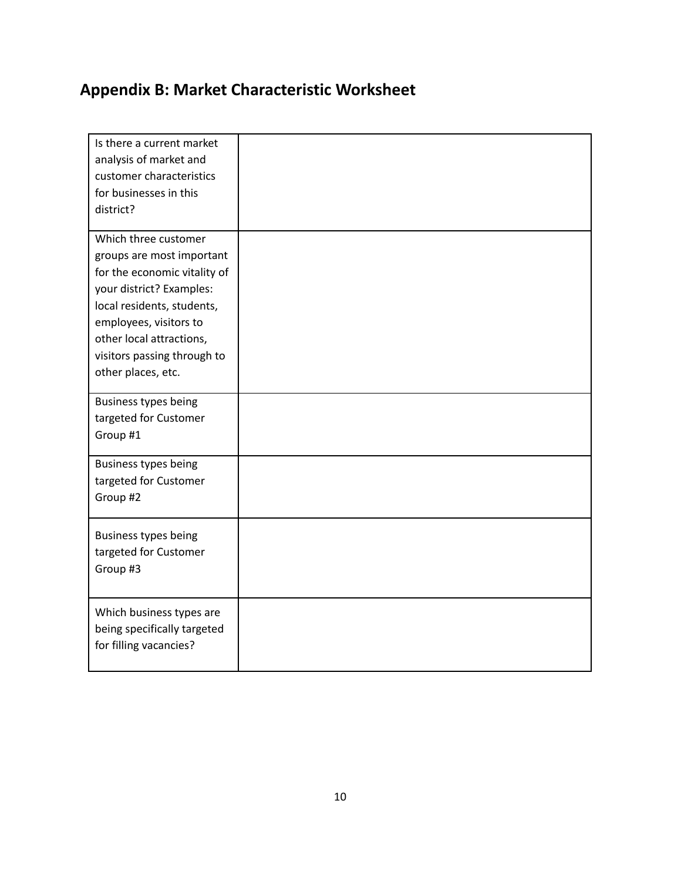## Appendix B: Market Characteristic Worksheet

| | |
|---|---|
| Is there a current market analysis of market and customer characteristics for businesses in this district? | |
| Which three customer groups are most important for the economic vitality of your district? Examples: local residents, students, employees, visitors to other local attractions, visitors passing through to other places, etc. | |
| Business types being targeted for Customer Group #1 | |
| Business types being targeted for Customer Group #2 | |
| Business types being targeted for Customer Group #3 | |
| Which business types are being specifically targeted for filling vacancies? | |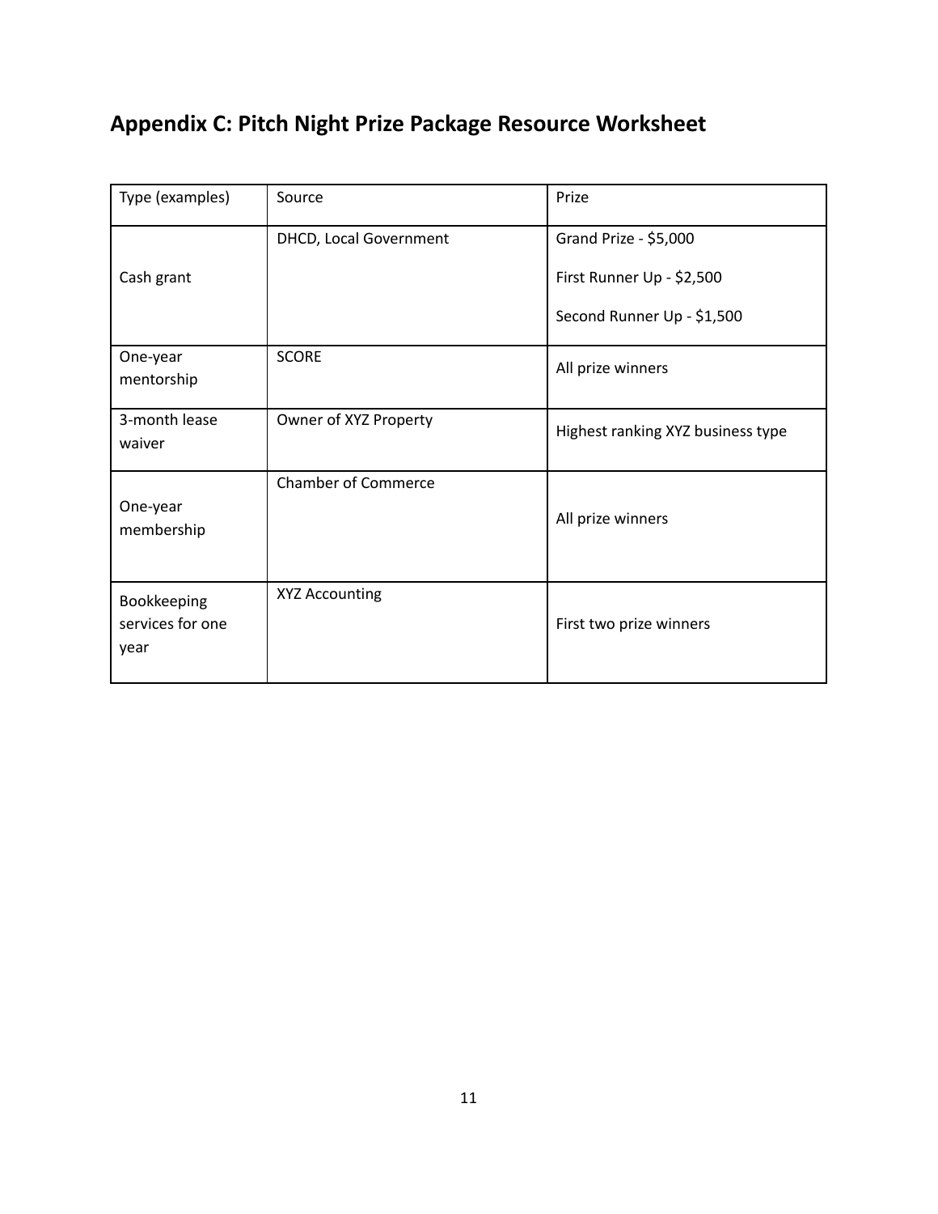## Appendix C: Pitch Night Prize Package Resource Worksheet

| Type (examples) | Source | Prize |
|---|---|---|
| Cash grant | DHCD, Local Government | Grand Prize - $5,000<br>First Runner Up - $2,500<br>Second Runner Up - $1,500 |
| One-year mentorship | SCORE | All prize winners |
| 3-month lease waiver | Owner of XYZ Property | Highest ranking XYZ business type |
| One-year membership | Chamber of Commerce | All prize winners |
| Bookkeeping services for one year | XYZ Accounting | First two prize winners |